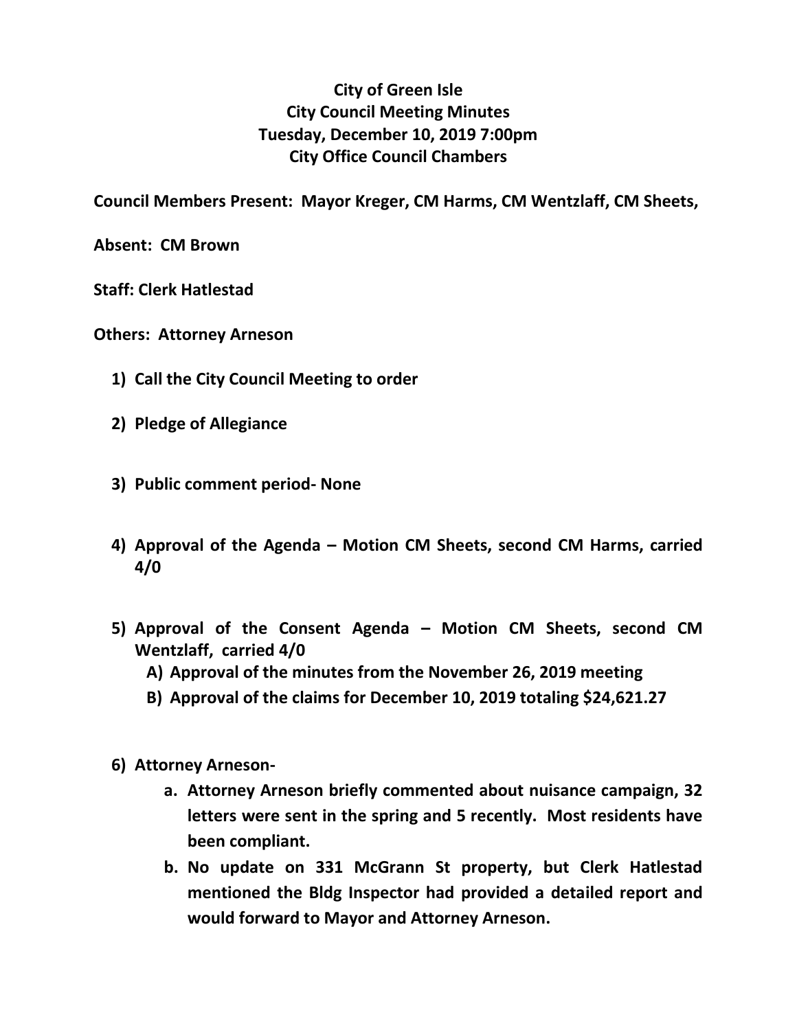# City of Green Isle
## City Council Meeting Minutes
## Tuesday, December 10, 2019 7:00pm
## City Office Council Chambers

**Council Members Present: Mayor Kreger, CM Harms, CM Wentzlaff, CM Sheets,**

**Absent: CM Brown**

**Staff: Clerk Hatlestad**

**Others: Attorney Arneson**

1) **Call the City Council Meeting to order**

2) **Pledge of Allegiance**

3) **Public comment period- None**

4) **Approval of the Agenda – Motion CM Sheets, second CM Harms, carried 4/0**

5) **Approval of the Consent Agenda – Motion CM Sheets, second CM Wentzlaff, carried 4/0**
   A) **Approval of the minutes from the November 26, 2019 meeting**
   B) **Approval of the claims for December 10, 2019 totaling $24,621.27**

6) **Attorney Arneson-**
   a. **Attorney Arneson briefly commented about nuisance campaign, 32 letters were sent in the spring and 5 recently. Most residents have been compliant.**
   b. **No update on 331 McGrann St property, but Clerk Hatlestad mentioned the Bldg Inspector had provided a detailed report and would forward to Mayor and Attorney Arneson.**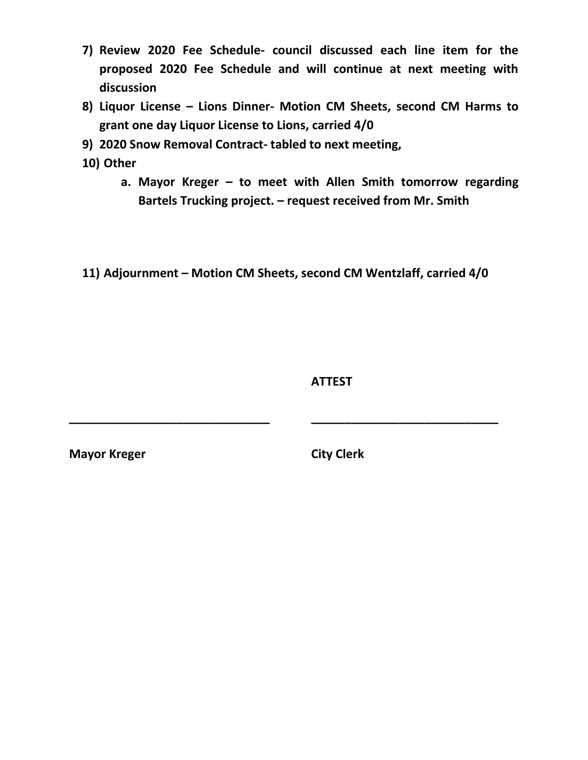7) **Review 2020 Fee Schedule- council discussed each line item for the proposed 2020 Fee Schedule and will continue at next meeting with discussion**
8) **Liquor License – Lions Dinner- Motion CM Sheets, second CM Harms to grant one day Liquor License to Lions, carried 4/0**
9) **2020 Snow Removal Contract- tabled to next meeting,**
10) **Other**
    a. **Mayor Kreger – to meet with Allen Smith tomorrow regarding Bartels Trucking project. – request received from Mr. Smith**

11) **Adjournment – Motion CM Sheets, second CM Wentzlaff, carried 4/0**

**ATTEST**

\_\_\_\_\_\_\_\_\_\_\_\_\_\_\_\_\_\_\_\_\_\_\_\_\_\_\_\_\_\_ \_\_\_\_\_\_\_\_\_\_\_\_\_\_\_\_\_\_\_\_\_\_\_\_\_\_\_\_\_\_

**Mayor Kreger** **City Clerk**